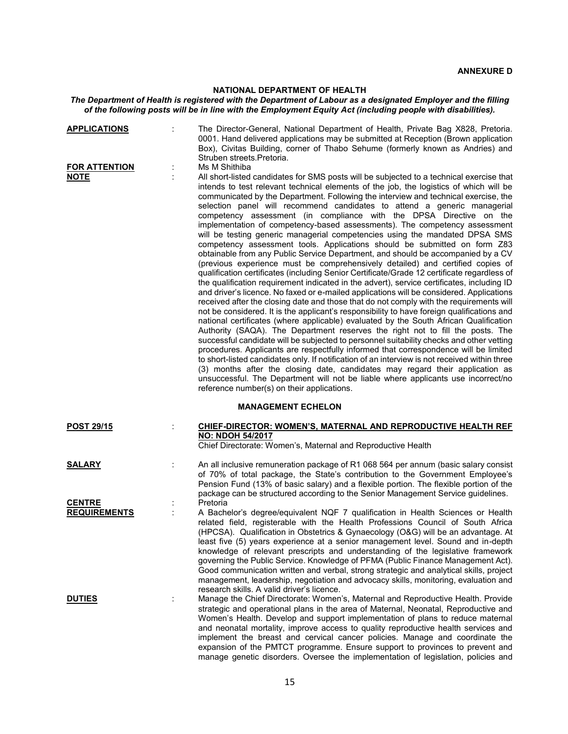**ANNEXURE D**

**NATIONAL DEPARTMENT OF HEALTH**

***The Department of Health is registered with the Department of Labour as a designated Employer and the filling of the following posts will be in line with the Employment Equity Act (including people with disabilities).***

**APPLICATIONS** : The Director-General, National Department of Health, Private Bag X828, Pretoria. 0001. Hand delivered applications may be submitted at Reception (Brown application Box), Civitas Building, corner of Thabo Sehume (formerly known as Andries) and Struben streets.Pretoria.

**FOR ATTENTION** : Ms M Shithiba

**NOTE** : All short-listed candidates for SMS posts will be subjected to a technical exercise that intends to test relevant technical elements of the job, the logistics of which will be communicated by the Department. Following the interview and technical exercise, the selection panel will recommend candidates to attend a generic managerial competency assessment (in compliance with the DPSA Directive on the implementation of competency-based assessments). The competency assessment will be testing generic managerial competencies using the mandated DPSA SMS competency assessment tools. Applications should be submitted on form Z83 obtainable from any Public Service Department, and should be accompanied by a CV (previous experience must be comprehensively detailed) and certified copies of qualification certificates (including Senior Certificate/Grade 12 certificate regardless of the qualification requirement indicated in the advert), service certificates, including ID and driver's licence. No faxed or e-mailed applications will be considered. Applications received after the closing date and those that do not comply with the requirements will not be considered. It is the applicant's responsibility to have foreign qualifications and national certificates (where applicable) evaluated by the South African Qualification Authority (SAQA). The Department reserves the right not to fill the posts. The successful candidate will be subjected to personnel suitability checks and other vetting procedures. Applicants are respectfully informed that correspondence will be limited to short-listed candidates only. If notification of an interview is not received within three (3) months after the closing date, candidates may regard their application as unsuccessful. The Department will not be liable where applicants use incorrect/no reference number(s) on their applications.

**MANAGEMENT ECHELON**

**POST 29/15** : **CHIEF-DIRECTOR: WOMEN'S, MATERNAL AND REPRODUCTIVE HEALTH REF NO: NDOH 54/2017**

Chief Directorate: Women's, Maternal and Reproductive Health

**SALARY** : An all inclusive remuneration package of R1 068 564 per annum (basic salary consist of 70% of total package, the State's contribution to the Government Employee's Pension Fund (13% of basic salary) and a flexible portion. The flexible portion of the package can be structured according to the Senior Management Service guidelines.

**CENTRE** : Pretoria

**REQUIREMENTS** : A Bachelor's degree/equivalent NQF 7 qualification in Health Sciences or Health related field, registerable with the Health Professions Council of South Africa (HPCSA). Qualification in Obstetrics & Gynaecology (O&G) will be an advantage. At least five (5) years experience at a senior management level. Sound and in-depth knowledge of relevant prescripts and understanding of the legislative framework governing the Public Service. Knowledge of PFMA (Public Finance Management Act). Good communication written and verbal, strong strategic and analytical skills, project management, leadership, negotiation and advocacy skills, monitoring, evaluation and research skills. A valid driver's licence.

**DUTIES** : Manage the Chief Directorate: Women's, Maternal and Reproductive Health. Provide strategic and operational plans in the area of Maternal, Neonatal, Reproductive and Women's Health. Develop and support implementation of plans to reduce maternal and neonatal mortality, improve access to quality reproductive health services and implement the breast and cervical cancer policies. Manage and coordinate the expansion of the PMTCT programme. Ensure support to provinces to prevent and manage genetic disorders. Oversee the implementation of legislation, policies and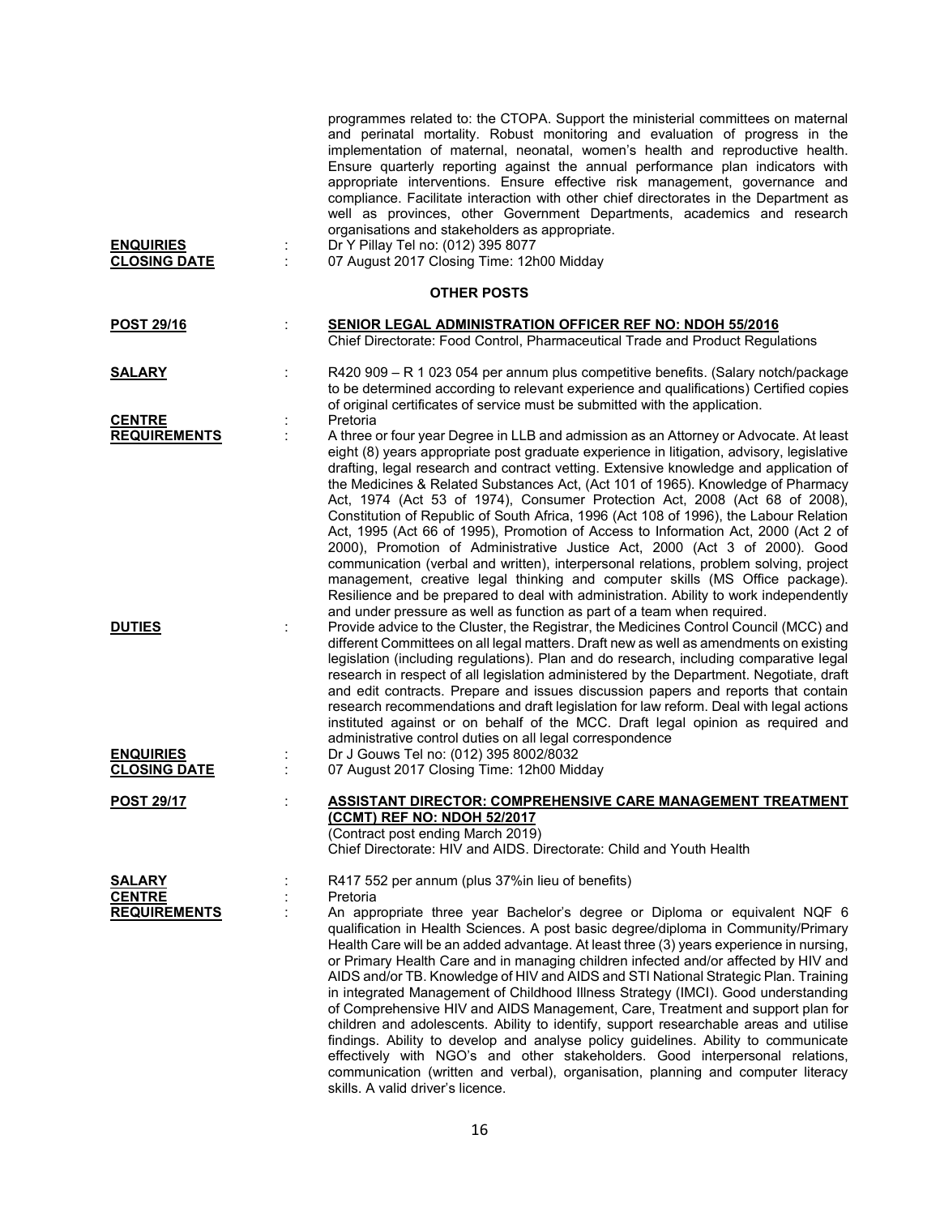programmes related to: the CTOPA. Support the ministerial committees on maternal and perinatal mortality. Robust monitoring and evaluation of progress in the implementation of maternal, neonatal, women's health and reproductive health. Ensure quarterly reporting against the annual performance plan indicators with appropriate interventions. Ensure effective risk management, governance and compliance. Facilitate interaction with other chief directorates in the Department as well as provinces, other Government Departments, academics and research organisations and stakeholders as appropriate.

**ENQUIRIES** : Dr Y Pillay Tel no: (012) 395 8077

**CLOSING DATE** : 07 August 2017 Closing Time: 12h00 Midday

## OTHER POSTS

**POST 29/16** : **SENIOR LEGAL ADMINISTRATION OFFICER REF NO: NDOH 55/2016**
Chief Directorate: Food Control, Pharmaceutical Trade and Product Regulations

**SALARY** : R420 909 – R 1 023 054 per annum plus competitive benefits. (Salary notch/package to be determined according to relevant experience and qualifications) Certified copies of original certificates of service must be submitted with the application.

**CENTRE** : Pretoria

**REQUIREMENTS** : A three or four year Degree in LLB and admission as an Attorney or Advocate. At least eight (8) years appropriate post graduate experience in litigation, advisory, legislative drafting, legal research and contract vetting. Extensive knowledge and application of the Medicines & Related Substances Act, (Act 101 of 1965). Knowledge of Pharmacy Act, 1974 (Act 53 of 1974), Consumer Protection Act, 2008 (Act 68 of 2008), Constitution of Republic of South Africa, 1996 (Act 108 of 1996), the Labour Relation Act, 1995 (Act 66 of 1995), Promotion of Access to Information Act, 2000 (Act 2 of 2000), Promotion of Administrative Justice Act, 2000 (Act 3 of 2000). Good communication (verbal and written), interpersonal relations, problem solving, project management, creative legal thinking and computer skills (MS Office package). Resilience and be prepared to deal with administration. Ability to work independently and under pressure as well as function as part of a team when required.

**DUTIES** : Provide advice to the Cluster, the Registrar, the Medicines Control Council (MCC) and different Committees on all legal matters. Draft new as well as amendments on existing legislation (including regulations). Plan and do research, including comparative legal research in respect of all legislation administered by the Department. Negotiate, draft and edit contracts. Prepare and issues discussion papers and reports that contain research recommendations and draft legislation for law reform. Deal with legal actions instituted against or on behalf of the MCC. Draft legal opinion as required and administrative control duties on all legal correspondence

**ENQUIRIES** : Dr J Gouws Tel no: (012) 395 8002/8032

**CLOSING DATE** : 07 August 2017 Closing Time: 12h00 Midday

**POST 29/17** : **ASSISTANT DIRECTOR: COMPREHENSIVE CARE MANAGEMENT TREATMENT (CCMT) REF NO: NDOH 52/2017**
(Contract post ending March 2019)
Chief Directorate: HIV and AIDS. Directorate: Child and Youth Health

**SALARY** : R417 552 per annum (plus 37%in lieu of benefits)

**CENTRE** : Pretoria

**REQUIREMENTS** : An appropriate three year Bachelor's degree or Diploma or equivalent NQF 6 qualification in Health Sciences. A post basic degree/diploma in Community/Primary Health Care will be an added advantage. At least three (3) years experience in nursing, or Primary Health Care and in managing children infected and/or affected by HIV and AIDS and/or TB. Knowledge of HIV and AIDS and STI National Strategic Plan. Training in integrated Management of Childhood Illness Strategy (IMCI). Good understanding of Comprehensive HIV and AIDS Management, Care, Treatment and support plan for children and adolescents. Ability to identify, support researchable areas and utilise findings. Ability to develop and analyse policy guidelines. Ability to communicate effectively with NGO's and other stakeholders. Good interpersonal relations, communication (written and verbal), organisation, planning and computer literacy skills. A valid driver's licence.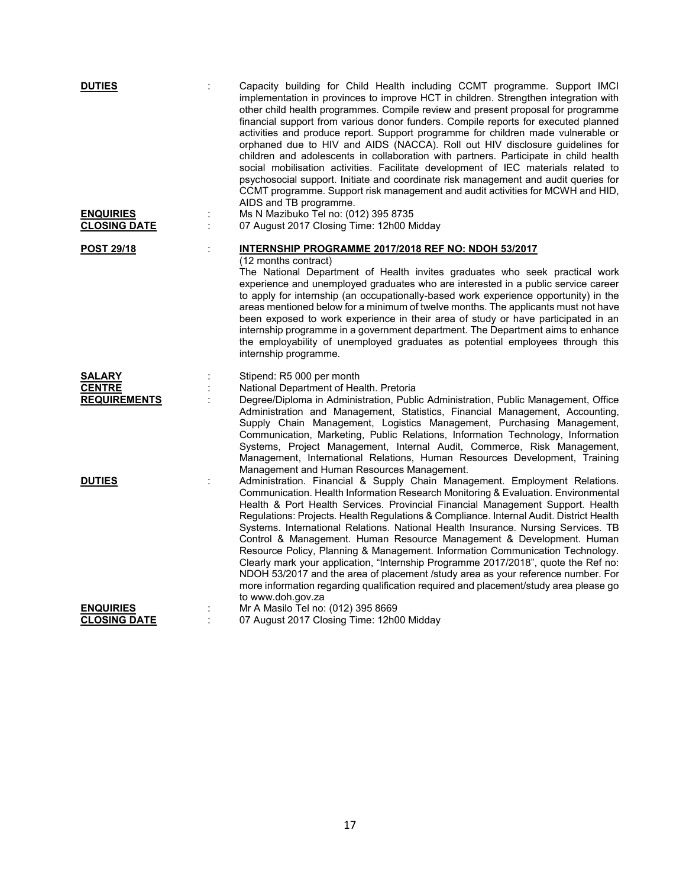**DUTIES** : Capacity building for Child Health including CCMT programme. Support IMCI implementation in provinces to improve HCT in children. Strengthen integration with other child health programmes. Compile review and present proposal for programme financial support from various donor funders. Compile reports for executed planned activities and produce report. Support programme for children made vulnerable or orphaned due to HIV and AIDS (NACCA). Roll out HIV disclosure guidelines for children and adolescents in collaboration with partners. Participate in child health social mobilisation activities. Facilitate development of IEC materials related to psychosocial support. Initiate and coordinate risk management and audit queries for CCMT programme. Support risk management and audit activities for MCWH and HID, AIDS and TB programme.

**ENQUIRIES** : Ms N Mazibuko Tel no: (012) 395 8735

**CLOSING DATE** : 07 August 2017 Closing Time: 12h00 Midday

**POST 29/18** : **INTERNSHIP PROGRAMME 2017/2018 REF NO: NDOH 53/2017**

(12 months contract)

The National Department of Health invites graduates who seek practical work experience and unemployed graduates who are interested in a public service career to apply for internship (an occupationally-based work experience opportunity) in the areas mentioned below for a minimum of twelve months. The applicants must not have been exposed to work experience in their area of study or have participated in an internship programme in a government department. The Department aims to enhance the employability of unemployed graduates as potential employees through this internship programme.

**SALARY** : Stipend: R5 000 per month

**CENTRE** : National Department of Health. Pretoria

**REQUIREMENTS** : Degree/Diploma in Administration, Public Administration, Public Management, Office Administration and Management, Statistics, Financial Management, Accounting, Supply Chain Management, Logistics Management, Purchasing Management, Communication, Marketing, Public Relations, Information Technology, Information Systems, Project Management, Internal Audit, Commerce, Risk Management, Management, International Relations, Human Resources Development, Training Management and Human Resources Management.

**DUTIES** : Administration. Financial & Supply Chain Management. Employment Relations. Communication. Health Information Research Monitoring & Evaluation. Environmental Health & Port Health Services. Provincial Financial Management Support. Health Regulations: Projects. Health Regulations & Compliance. Internal Audit. District Health Systems. International Relations. National Health Insurance. Nursing Services. TB Control & Management. Human Resource Management & Development. Human Resource Policy, Planning & Management. Information Communication Technology. Clearly mark your application, "Internship Programme 2017/2018", quote the Ref no: NDOH 53/2017 and the area of placement /study area as your reference number. For more information regarding qualification required and placement/study area please go to www.doh.gov.za

**ENQUIRIES** : Mr A Masilo Tel no: (012) 395 8669

**CLOSING DATE** : 07 August 2017 Closing Time: 12h00 Midday